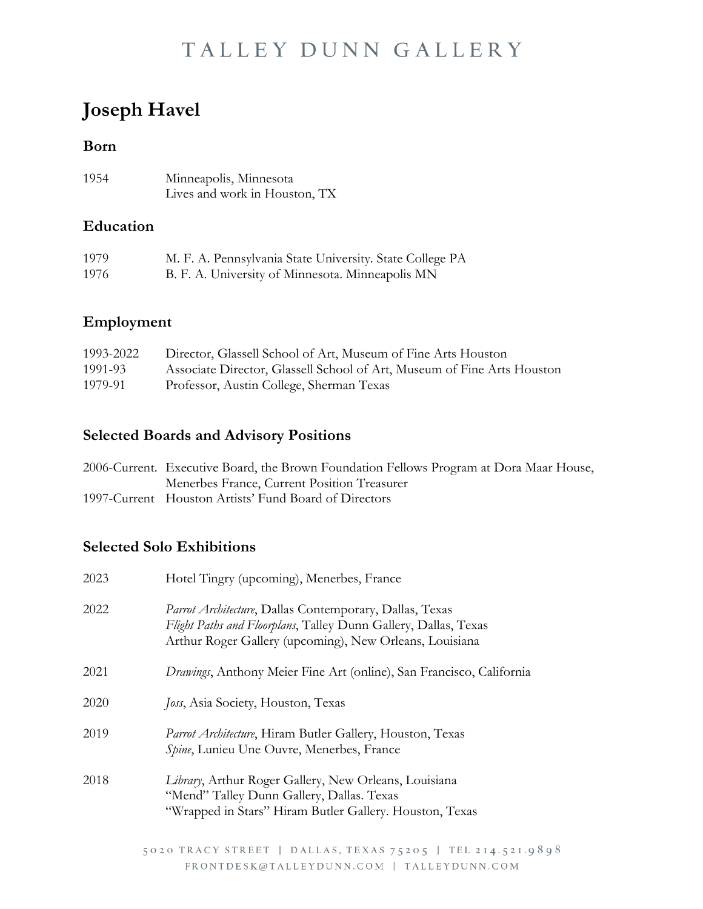# Joseph Havel

## Born

| | |
|---|---|
| 1954 | Minneapolis, Minnesota<br>Lives and work in Houston, TX |

## Education

| | |
|---|---|
| 1979 | M. F. A. Pennsylvania State University. State College PA |
| 1976 | B. F. A. University of Minnesota. Minneapolis MN |

## Employment

| | |
|---|---|
| 1993-2022 | Director, Glassell School of Art, Museum of Fine Arts Houston |
| 1991-93 | Associate Director, Glassell School of Art, Museum of Fine Arts Houston |
| 1979-91 | Professor, Austin College, Sherman Texas |

## Selected Boards and Advisory Positions

| | |
|---|---|
| 2006-Current. | Executive Board, the Brown Foundation Fellows Program at Dora Maar House, Menerbes France, Current Position Treasurer |
| 1997-Current | Houston Artists' Fund Board of Directors |

## Selected Solo Exhibitions

| | |
|---|---|
| 2023 | Hotel Tingry (upcoming), Menerbes, France |
| 2022 | *Parrot Architecture*, Dallas Contemporary, Dallas, Texas<br>*Flight Paths and Floorplans*, Talley Dunn Gallery, Dallas, Texas<br>Arthur Roger Gallery (upcoming), New Orleans, Louisiana |
| 2021 | *Drawings*, Anthony Meier Fine Art (online), San Francisco, California |
| 2020 | *Joss*, Asia Society, Houston, Texas |
| 2019 | *Parrot Architecture*, Hiram Butler Gallery, Houston, Texas<br>*Spine*, Lunieu Une Ouvre, Menerbes, France |
| 2018 | *Library*, Arthur Roger Gallery, New Orleans, Louisiana<br>"Mend" Talley Dunn Gallery, Dallas. Texas<br>"Wrapped in Stars" Hiram Butler Gallery. Houston, Texas |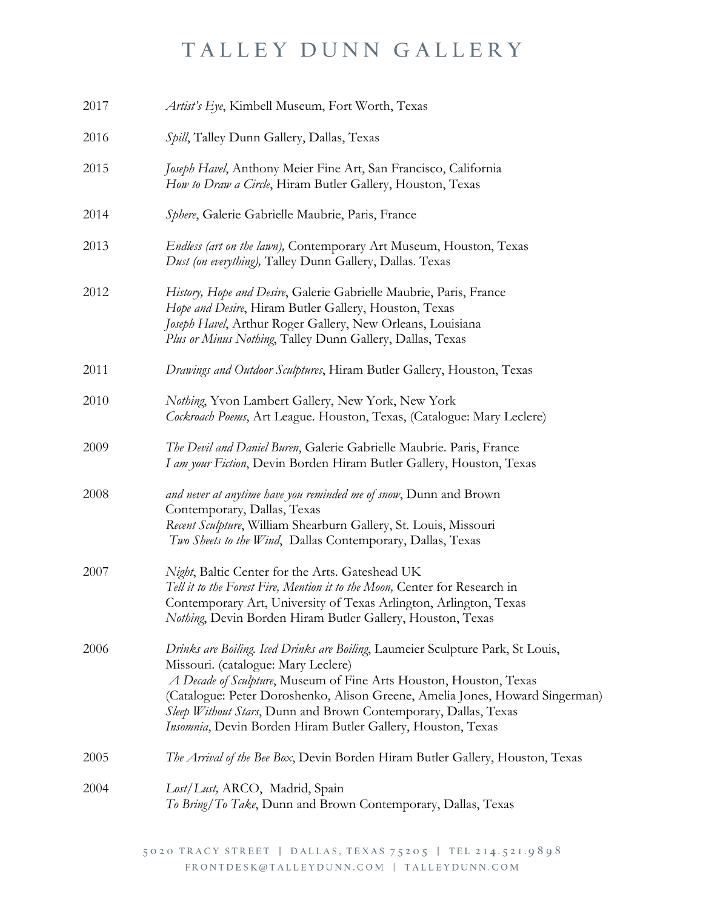2017 *Artist's Eye*, Kimbell Museum, Fort Worth, Texas

2016 *Spill*, Talley Dunn Gallery, Dallas, Texas

2015 *Joseph Havel*, Anthony Meier Fine Art, San Francisco, California
*How to Draw a Circle*, Hiram Butler Gallery, Houston, Texas

2014 *Sphere*, Galerie Gabrielle Maubrie, Paris, France

2013 *Endless (art on the lawn),* Contemporary Art Museum, Houston, Texas
*Dust (on everything),* Talley Dunn Gallery, Dallas. Texas

2012 *History, Hope and Desire*, Galerie Gabrielle Maubrie, Paris, France
*Hope and Desire*, Hiram Butler Gallery, Houston, Texas
*Joseph Havel*, Arthur Roger Gallery, New Orleans, Louisiana
*Plus or Minus Nothing*, Talley Dunn Gallery, Dallas, Texas

2011 *Drawings and Outdoor Sculptures*, Hiram Butler Gallery, Houston, Texas

2010 *Nothing*, Yvon Lambert Gallery, New York, New York
*Cockroach Poems*, Art League. Houston, Texas, (Catalogue: Mary Leclere)

2009 *The Devil and Daniel Buren*, Galerie Gabrielle Maubrie. Paris, France
*I am your Fiction*, Devin Borden Hiram Butler Gallery, Houston, Texas

2008 *and never at anytime have you reminded me of snow*, Dunn and Brown Contemporary, Dallas, Texas
*Recent Sculpture*, William Shearburn Gallery, St. Louis, Missouri
*Two Sheets to the Wind*, Dallas Contemporary, Dallas, Texas

2007 *Night*, Baltic Center for the Arts. Gateshead UK
*Tell it to the Forest Fire, Mention it to the Moon,* Center for Research in Contemporary Art, University of Texas Arlington, Arlington, Texas
*Nothing*, Devin Borden Hiram Butler Gallery, Houston, Texas

2006 *Drinks are Boiling. Iced Drinks are Boiling*, Laumeier Sculpture Park, St Louis, Missouri. (catalogue: Mary Leclere)
*A Decade of Sculpture*, Museum of Fine Arts Houston, Houston, Texas (Catalogue: Peter Doroshenko, Alison Greene, Amelia Jones, Howard Singerman)
*Sleep Without Stars*, Dunn and Brown Contemporary, Dallas, Texas
*Insomnia*, Devin Borden Hiram Butler Gallery, Houston, Texas

2005 *The Arrival of the Bee Box*, Devin Borden Hiram Butler Gallery, Houston, Texas

2004 *Lost/Lust,* ARCO, Madrid, Spain
*To Bring/To Take*, Dunn and Brown Contemporary, Dallas, Texas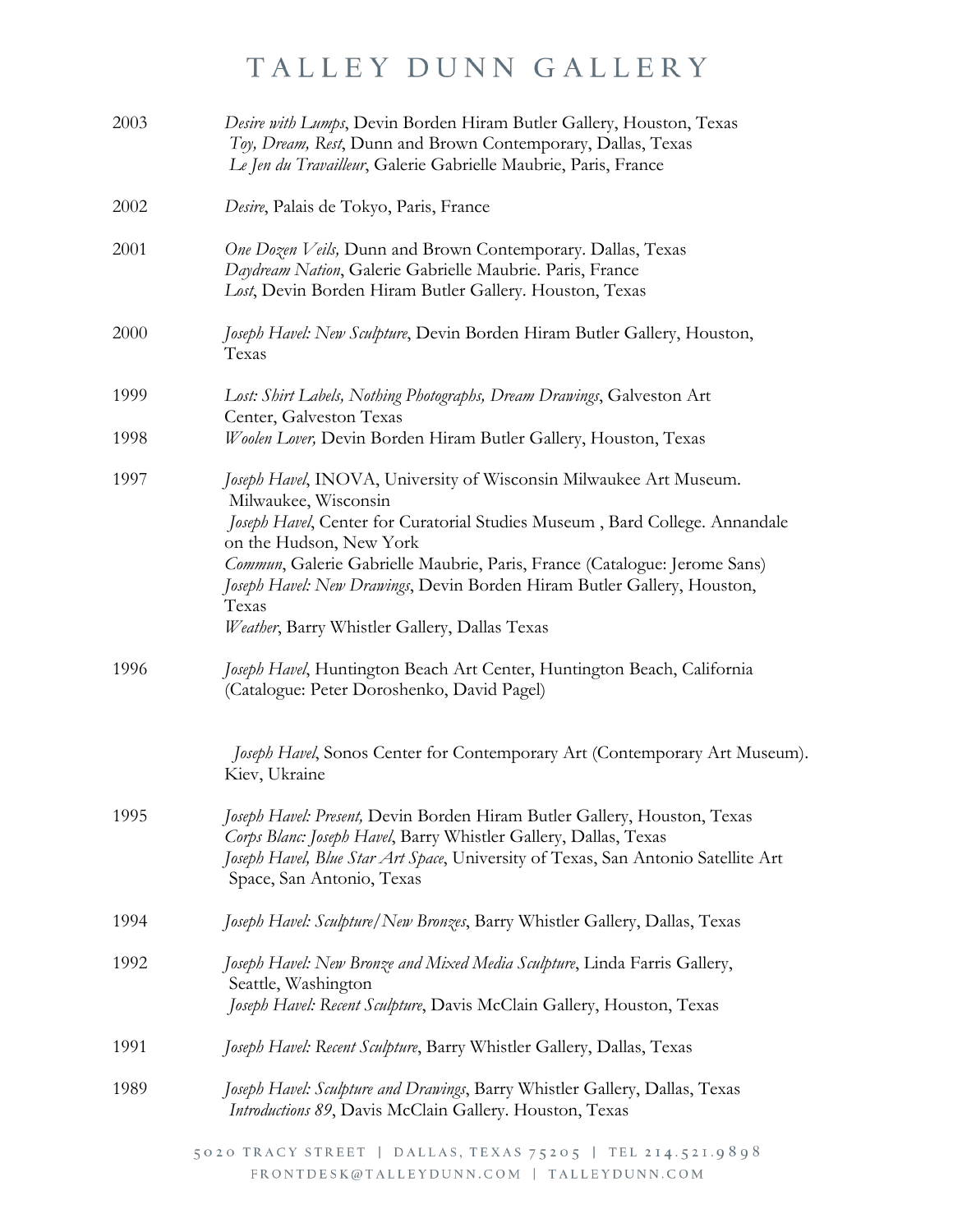2003 *Desire with Lumps*, Devin Borden Hiram Butler Gallery, Houston, Texas
*Toy, Dream, Rest*, Dunn and Brown Contemporary, Dallas, Texas
*Le Jen du Travailleur*, Galerie Gabrielle Maubrie, Paris, France

2002 *Desire*, Palais de Tokyo, Paris, France

2001 *One Dozen Veils,* Dunn and Brown Contemporary. Dallas, Texas
*Daydream Nation*, Galerie Gabrielle Maubrie. Paris, France
*Lost*, Devin Borden Hiram Butler Gallery. Houston, Texas

2000 *Joseph Havel: New Sculpture*, Devin Borden Hiram Butler Gallery, Houston, Texas

1999 *Lost: Shirt Labels, Nothing Photographs, Dream Drawings*, Galveston Art Center, Galveston Texas

1998 *Woolen Lover,* Devin Borden Hiram Butler Gallery, Houston, Texas

1997 *Joseph Havel*, INOVA, University of Wisconsin Milwaukee Art Museum. Milwaukee, Wisconsin
*Joseph Havel*, Center for Curatorial Studies Museum , Bard College. Annandale on the Hudson, New York
*Commun*, Galerie Gabrielle Maubrie, Paris, France (Catalogue: Jerome Sans)
*Joseph Havel: New Drawings*, Devin Borden Hiram Butler Gallery, Houston, Texas
*Weather*, Barry Whistler Gallery, Dallas Texas

1996 *Joseph Havel*, Huntington Beach Art Center, Huntington Beach, California (Catalogue: Peter Doroshenko, David Pagel)

*Joseph Havel*, Sonos Center for Contemporary Art (Contemporary Art Museum). Kiev, Ukraine

1995 *Joseph Havel: Present,* Devin Borden Hiram Butler Gallery, Houston, Texas
*Corps Blanc: Joseph Havel*, Barry Whistler Gallery, Dallas, Texas
*Joseph Havel, Blue Star Art Space*, University of Texas, San Antonio Satellite Art Space, San Antonio, Texas

1994 *Joseph Havel: Sculpture/New Bronzes*, Barry Whistler Gallery, Dallas, Texas

1992 *Joseph Havel: New Bronze and Mixed Media Sculpture*, Linda Farris Gallery, Seattle, Washington
*Joseph Havel: Recent Sculpture*, Davis McClain Gallery, Houston, Texas

1991 *Joseph Havel: Recent Sculpture*, Barry Whistler Gallery, Dallas, Texas

1989 *Joseph Havel: Sculpture and Drawings*, Barry Whistler Gallery, Dallas, Texas
*Introductions 89*, Davis McClain Gallery. Houston, Texas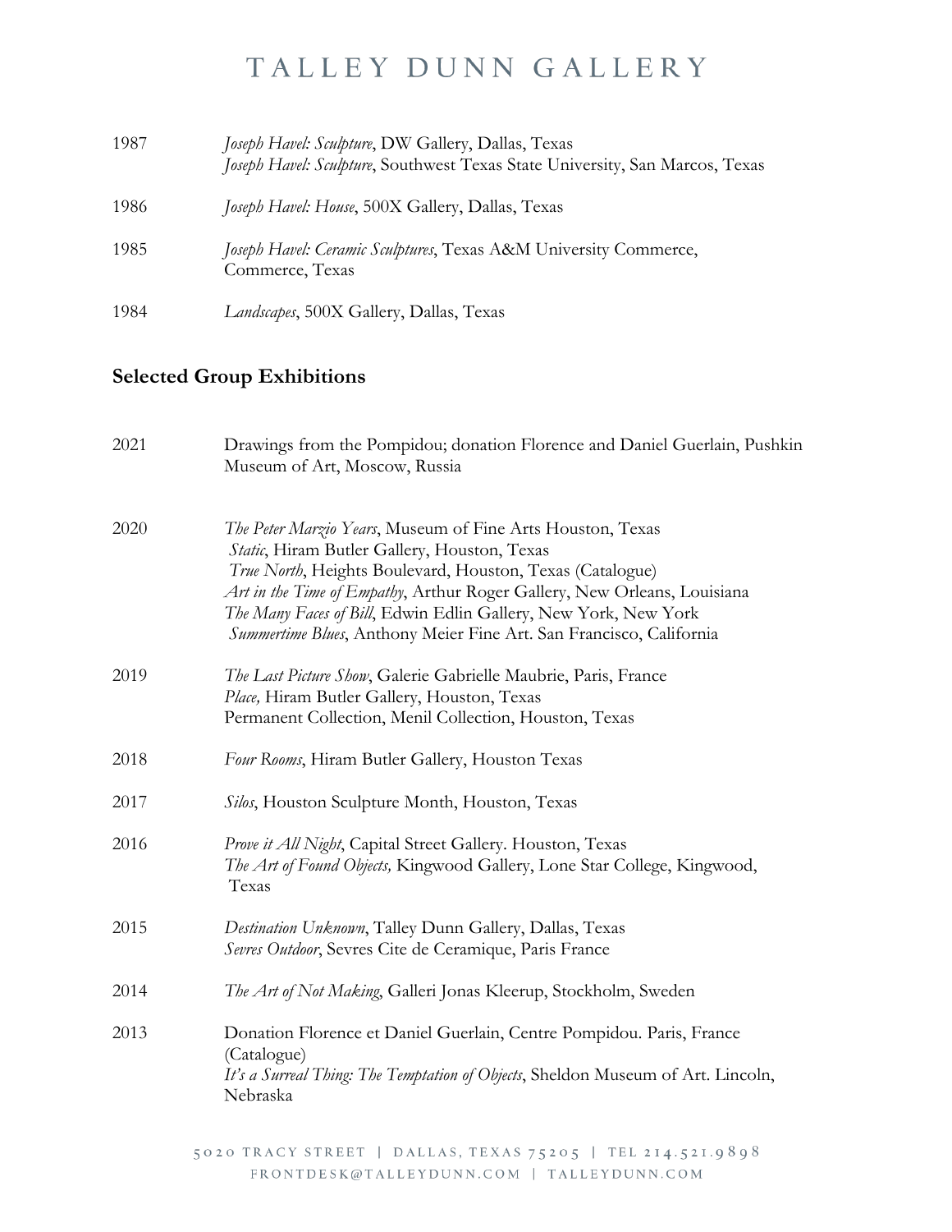1987 *Joseph Havel: Sculpture*, DW Gallery, Dallas, Texas
*Joseph Havel: Sculpture*, Southwest Texas State University, San Marcos, Texas

1986 *Joseph Havel: House*, 500X Gallery, Dallas, Texas

1985 *Joseph Havel: Ceramic Sculptures*, Texas A&M University Commerce, Commerce, Texas

1984 *Landscapes*, 500X Gallery, Dallas, Texas

## Selected Group Exhibitions

2021 Drawings from the Pompidou; donation Florence and Daniel Guerlain, Pushkin Museum of Art, Moscow, Russia

2020 *The Peter Marzio Years*, Museum of Fine Arts Houston, Texas
*Static*, Hiram Butler Gallery, Houston, Texas
*True North*, Heights Boulevard, Houston, Texas (Catalogue)
*Art in the Time of Empathy*, Arthur Roger Gallery, New Orleans, Louisiana
*The Many Faces of Bill*, Edwin Edlin Gallery, New York, New York
*Summertime Blues*, Anthony Meier Fine Art. San Francisco, California

2019 *The Last Picture Show*, Galerie Gabrielle Maubrie, Paris, France
*Place,* Hiram Butler Gallery, Houston, Texas
Permanent Collection, Menil Collection, Houston, Texas

2018 *Four Rooms*, Hiram Butler Gallery, Houston Texas

2017 *Silos*, Houston Sculpture Month, Houston, Texas

2016 *Prove it All Night*, Capital Street Gallery. Houston, Texas
*The Art of Found Objects,* Kingwood Gallery, Lone Star College, Kingwood, Texas

2015 *Destination Unknown*, Talley Dunn Gallery, Dallas, Texas
*Sevres Outdoor*, Sevres Cite de Ceramique, Paris France

2014 *The Art of Not Making*, Galleri Jonas Kleerup, Stockholm, Sweden

2013 Donation Florence et Daniel Guerlain, Centre Pompidou. Paris, France (Catalogue)
*It's a Surreal Thing: The Temptation of Objects*, Sheldon Museum of Art. Lincoln, Nebraska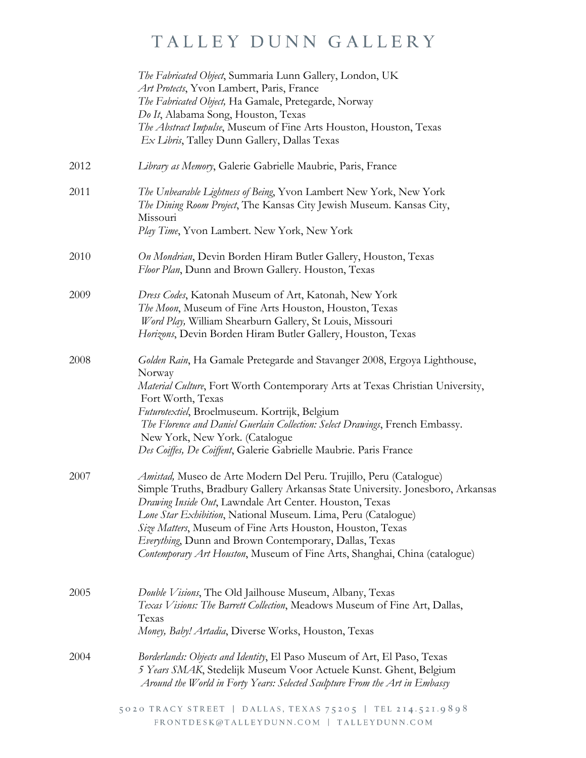*The Fabricated Object*, Summaria Lunn Gallery, London, UK
*Art Protects*, Yvon Lambert, Paris, France
*The Fabricated Object,* Ha Gamale, Pretegarde, Norway
*Do It*, Alabama Song, Houston, Texas
*The Abstract Impulse*, Museum of Fine Arts Houston, Houston, Texas
*Ex Libris*, Talley Dunn Gallery, Dallas Texas

2012 — *Library as Memory*, Galerie Gabrielle Maubrie, Paris, France

2011 — *The Unbearable Lightness of Being*, Yvon Lambert New York, New York
*The Dining Room Project*, The Kansas City Jewish Museum. Kansas City, Missouri
*Play Time*, Yvon Lambert. New York, New York

2010 — *On Mondrian*, Devin Borden Hiram Butler Gallery, Houston, Texas
*Floor Plan*, Dunn and Brown Gallery. Houston, Texas

2009 — *Dress Codes*, Katonah Museum of Art, Katonah, New York
*The Moon*, Museum of Fine Arts Houston, Houston, Texas
*Word Play,* William Shearburn Gallery, St Louis, Missouri
*Horizons*, Devin Borden Hiram Butler Gallery, Houston, Texas

2008 — *Golden Rain*, Ha Gamale Pretegarde and Stavanger 2008, Ergoya Lighthouse, Norway
*Material Culture*, Fort Worth Contemporary Arts at Texas Christian University, Fort Worth, Texas
*Futurotextiel*, Broelmuseum. Kortrijk, Belgium
*The Florence and Daniel Guerlain Collection: Select Drawings*, French Embassy. New York, New York. (Catalogue
*Des Coiffes, De Coiffent*, Galerie Gabrielle Maubrie. Paris France

2007 — *Amistad,* Museo de Arte Modern Del Peru. Trujillo, Peru (Catalogue)
Simple Truths, Bradbury Gallery Arkansas State University. Jonesboro, Arkansas
*Drawing Inside Out*, Lawndale Art Center. Houston, Texas
*Lone Star Exhibition*, National Museum. Lima, Peru (Catalogue)
*Size Matters*, Museum of Fine Arts Houston, Houston, Texas
*Everything*, Dunn and Brown Contemporary, Dallas, Texas
*Contemporary Art Houston*, Museum of Fine Arts, Shanghai, China (catalogue)

2005 — *Double Visions*, The Old Jailhouse Museum, Albany, Texas
*Texas Visions: The Barrett Collection*, Meadows Museum of Fine Art, Dallas, Texas
*Money, Baby! Artadia*, Diverse Works, Houston, Texas

2004 — *Borderlands: Objects and Identity*, El Paso Museum of Art, El Paso, Texas
*5 Years SMAK*, Stedelijk Museum Voor Actuele Kunst. Ghent, Belgium
*Around the World in Forty Years: Selected Sculpture From the Art in Embassy*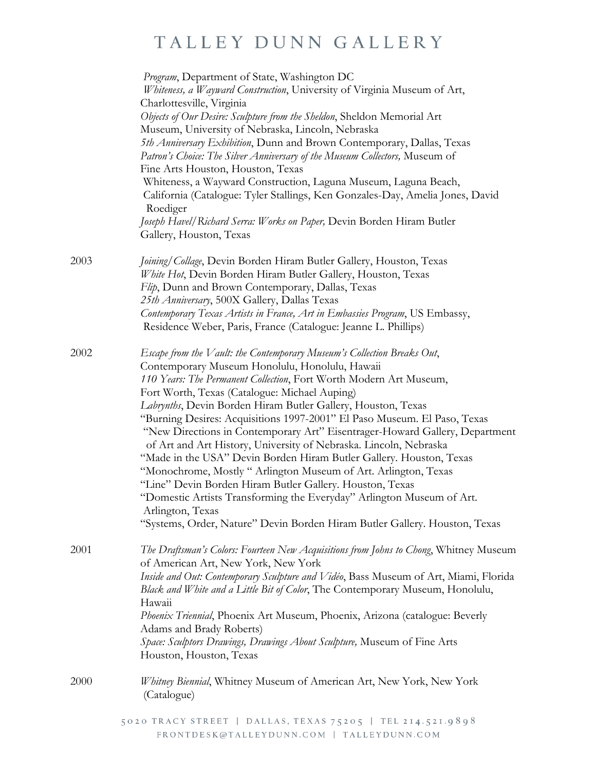*Program*, Department of State, Washington DC
*Whiteness, a Wayward Construction*, University of Virginia Museum of Art, Charlottesville, Virginia
*Objects of Our Desire: Sculpture from the Sheldon*, Sheldon Memorial Art Museum, University of Nebraska, Lincoln, Nebraska
*5th Anniversary Exhibition*, Dunn and Brown Contemporary, Dallas, Texas
*Patron's Choice: The Silver Anniversary of the Museum Collectors,* Museum of Fine Arts Houston, Houston, Texas
Whiteness, a Wayward Construction, Laguna Museum, Laguna Beach, California (Catalogue: Tyler Stallings, Ken Gonzales-Day, Amelia Jones, David Roediger
*Joseph Havel/Richard Serra: Works on Paper,* Devin Borden Hiram Butler Gallery, Houston, Texas

2003
*Joining/Collage*, Devin Borden Hiram Butler Gallery, Houston, Texas
*White Hot*, Devin Borden Hiram Butler Gallery, Houston, Texas
*Flip*, Dunn and Brown Contemporary, Dallas, Texas
*25th Anniversary*, 500X Gallery, Dallas Texas
*Contemporary Texas Artists in France, Art in Embassies Program*, US Embassy, Residence Weber, Paris, France (Catalogue: Jeanne L. Phillips)

2002
*Escape from the Vault: the Contemporary Museum's Collection Breaks Out*, Contemporary Museum Honolulu, Honolulu, Hawaii
*110 Years: The Permanent Collection*, Fort Worth Modern Art Museum, Fort Worth, Texas (Catalogue: Michael Auping)
*Labrynths*, Devin Borden Hiram Butler Gallery, Houston, Texas
"Burning Desires: Acquisitions 1997-2001" El Paso Museum. El Paso, Texas
"New Directions in Contemporary Art" Eisentrager-Howard Gallery, Department of Art and Art History, University of Nebraska. Lincoln, Nebraska
"Made in the USA" Devin Borden Hiram Butler Gallery. Houston, Texas
"Monochrome, Mostly " Arlington Museum of Art. Arlington, Texas
"Line" Devin Borden Hiram Butler Gallery. Houston, Texas
"Domestic Artists Transforming the Everyday" Arlington Museum of Art. Arlington, Texas
"Systems, Order, Nature" Devin Borden Hiram Butler Gallery. Houston, Texas

2001
*The Draftsman's Colors: Fourteen New Acquisitions from Johns to Chong*, Whitney Museum of American Art, New York, New York
*Inside and Out: Contemporary Sculpture and Vidéo*, Bass Museum of Art, Miami, Florida
*Black and White and a Little Bit of Color*, The Contemporary Museum, Honolulu, Hawaii
*Phoenix Triennial*, Phoenix Art Museum, Phoenix, Arizona (catalogue: Beverly Adams and Brady Roberts)
*Space: Sculptors Drawings, Drawings About Sculpture,* Museum of Fine Arts Houston, Houston, Texas

2000
*Whitney Biennial*, Whitney Museum of American Art, New York, New York (Catalogue)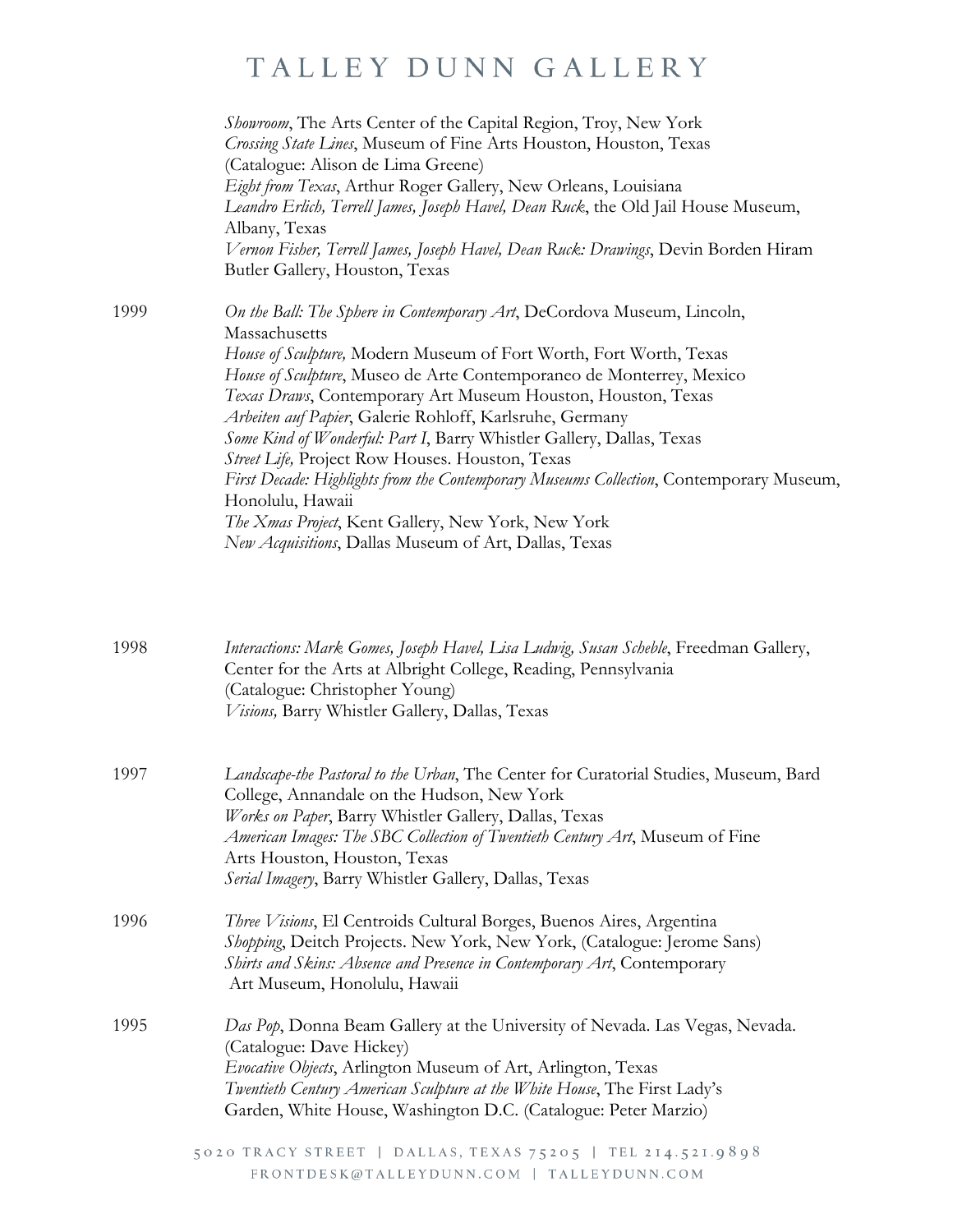*Showroom*, The Arts Center of the Capital Region, Troy, New York
*Crossing State Lines*, Museum of Fine Arts Houston, Houston, Texas
(Catalogue: Alison de Lima Greene)
*Eight from Texas*, Arthur Roger Gallery, New Orleans, Louisiana
*Leandro Erlich, Terrell James, Joseph Havel, Dean Ruck*, the Old Jail House Museum, Albany, Texas
*Vernon Fisher, Terrell James, Joseph Havel, Dean Ruck: Drawings*, Devin Borden Hiram Butler Gallery, Houston, Texas

1999
*On the Ball: The Sphere in Contemporary Art*, DeCordova Museum, Lincoln, Massachusetts
*House of Sculpture,* Modern Museum of Fort Worth, Fort Worth, Texas
*House of Sculpture*, Museo de Arte Contemporaneo de Monterrey, Mexico
*Texas Draws*, Contemporary Art Museum Houston, Houston, Texas
*Arbeiten auf Papier*, Galerie Rohloff, Karlsruhe, Germany
*Some Kind of Wonderful: Part I*, Barry Whistler Gallery, Dallas, Texas
*Street Life,* Project Row Houses. Houston, Texas
*First Decade: Highlights from the Contemporary Museums Collection*, Contemporary Museum, Honolulu, Hawaii
*The Xmas Project*, Kent Gallery, New York, New York
*New Acquisitions*, Dallas Museum of Art, Dallas, Texas

1998
*Interactions: Mark Gomes, Joseph Havel, Lisa Ludwig, Susan Scheble*, Freedman Gallery, Center for the Arts at Albright College, Reading, Pennsylvania
(Catalogue: Christopher Young)
*Visions,* Barry Whistler Gallery, Dallas, Texas

1997
*Landscape-the Pastoral to the Urban*, The Center for Curatorial Studies, Museum, Bard College, Annandale on the Hudson, New York
*Works on Paper*, Barry Whistler Gallery, Dallas, Texas
*American Images: The SBC Collection of Twentieth Century Art*, Museum of Fine Arts Houston, Houston, Texas
*Serial Imagery*, Barry Whistler Gallery, Dallas, Texas

1996
*Three Visions*, El Centroids Cultural Borges, Buenos Aires, Argentina
*Shopping*, Deitch Projects. New York, New York, (Catalogue: Jerome Sans)
*Shirts and Skins: Absence and Presence in Contemporary Art*, Contemporary Art Museum, Honolulu, Hawaii

1995
*Das Pop*, Donna Beam Gallery at the University of Nevada. Las Vegas, Nevada. (Catalogue: Dave Hickey)
*Evocative Objects*, Arlington Museum of Art, Arlington, Texas
*Twentieth Century American Sculpture at the White House*, The First Lady's Garden, White House, Washington D.C. (Catalogue: Peter Marzio)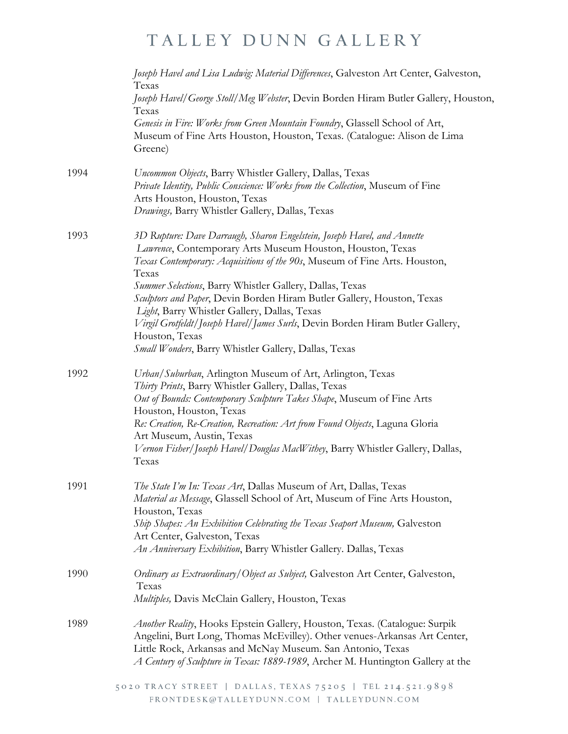*Joseph Havel and Lisa Ludwig: Material Differences*, Galveston Art Center, Galveston, Texas
*Joseph Havel/George Stoll/Meg Webster*, Devin Borden Hiram Butler Gallery, Houston, Texas
*Genesis in Fire: Works from Green Mountain Foundry*, Glassell School of Art, Museum of Fine Arts Houston, Houston, Texas. (Catalogue: Alison de Lima Greene)

1994
*Uncommon Objects*, Barry Whistler Gallery, Dallas, Texas
*Private Identity, Public Conscience: Works from the Collection*, Museum of Fine Arts Houston, Houston, Texas
*Drawings,* Barry Whistler Gallery, Dallas, Texas

1993
*3D Rupture: Dave Darraugh, Sharon Engelstein, Joseph Havel, and Annette Lawrence*, Contemporary Arts Museum Houston, Houston, Texas
*Texas Contemporary: Acquisitions of the 90s*, Museum of Fine Arts. Houston, Texas
*Summer Selections*, Barry Whistler Gallery, Dallas, Texas
*Sculptors and Paper*, Devin Borden Hiram Butler Gallery, Houston, Texas
*Light*, Barry Whistler Gallery, Dallas, Texas
*Virgil Grotfeldt/Joseph Havel/James Surls*, Devin Borden Hiram Butler Gallery, Houston, Texas
*Small Wonders*, Barry Whistler Gallery, Dallas, Texas

1992
*Urban/Suburban*, Arlington Museum of Art, Arlington, Texas
*Thirty Prints*, Barry Whistler Gallery, Dallas, Texas
*Out of Bounds: Contemporary Sculpture Takes Shape*, Museum of Fine Arts Houston, Houston, Texas
*Re: Creation, Re-Creation, Recreation: Art from Found Objects*, Laguna Gloria Art Museum, Austin, Texas
*Vernon Fisher/Joseph Havel/Douglas MacWithey*, Barry Whistler Gallery, Dallas, Texas

1991
*The State I'm In: Texas Art*, Dallas Museum of Art, Dallas, Texas
*Material as Message*, Glassell School of Art, Museum of Fine Arts Houston, Houston, Texas
*Ship Shapes: An Exhibition Celebrating the Texas Seaport Museum,* Galveston Art Center, Galveston, Texas
*An Anniversary Exhibition*, Barry Whistler Gallery. Dallas, Texas

1990
*Ordinary as Extraordinary/Object as Subject,* Galveston Art Center, Galveston, Texas
*Multiples,* Davis McClain Gallery, Houston, Texas

1989
*Another Reality*, Hooks Epstein Gallery, Houston, Texas. (Catalogue: Surpik Angelini, Burt Long, Thomas McEvilley). Other venues-Arkansas Art Center, Little Rock, Arkansas and McNay Museum. San Antonio, Texas
*A Century of Sculpture in Texas: 1889-1989*, Archer M. Huntington Gallery at the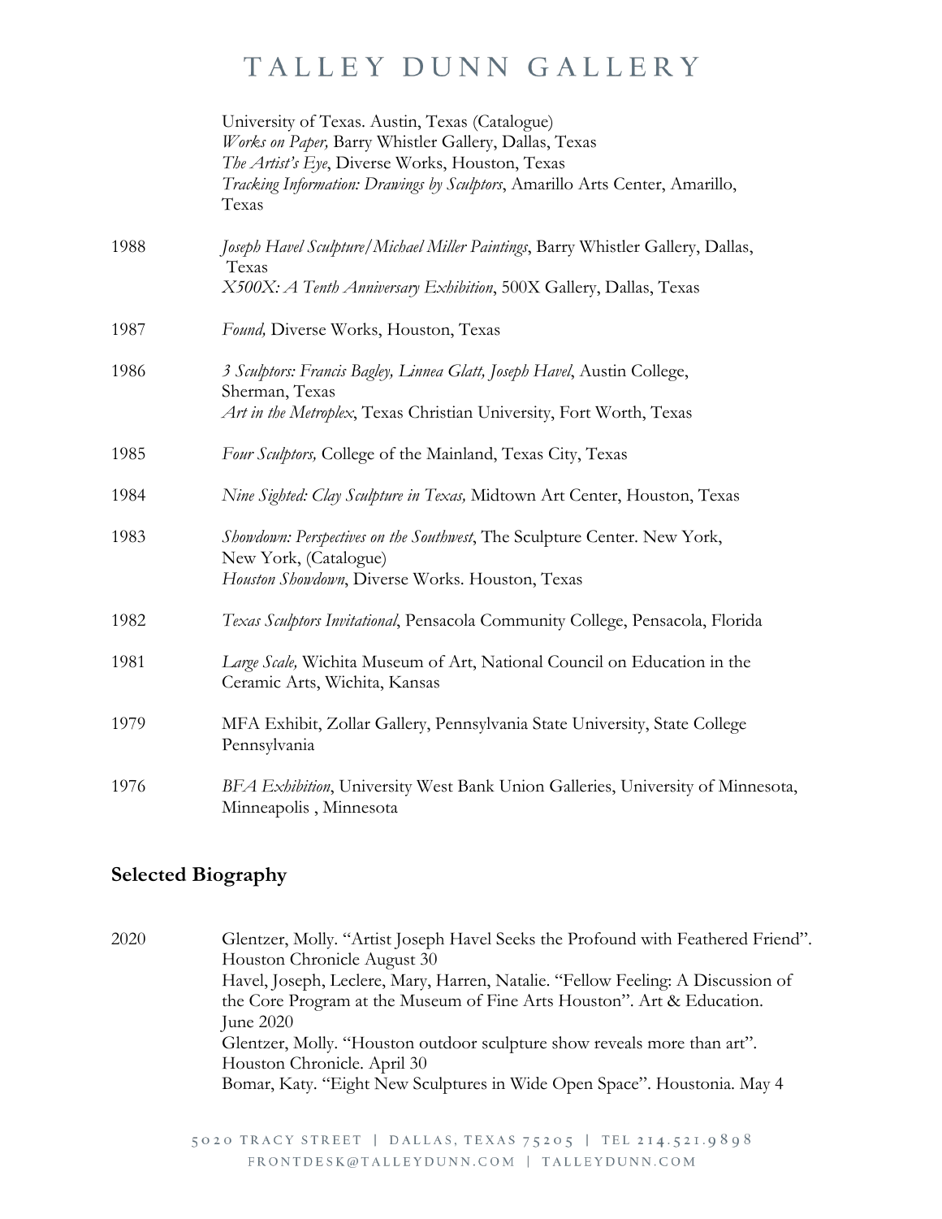University of Texas. Austin, Texas (Catalogue)
*Works on Paper,* Barry Whistler Gallery, Dallas, Texas
*The Artist's Eye*, Diverse Works, Houston, Texas
*Tracking Information: Drawings by Sculptors*, Amarillo Arts Center, Amarillo, Texas

1988 *Joseph Havel Sculpture/Michael Miller Paintings*, Barry Whistler Gallery, Dallas, Texas
*X500X: A Tenth Anniversary Exhibition*, 500X Gallery, Dallas, Texas

1987 *Found,* Diverse Works, Houston, Texas

1986 *3 Sculptors: Francis Bagley, Linnea Glatt, Joseph Havel*, Austin College, Sherman, Texas
*Art in the Metroplex*, Texas Christian University, Fort Worth, Texas

1985 *Four Sculptors,* College of the Mainland, Texas City, Texas

1984 *Nine Sighted: Clay Sculpture in Texas,* Midtown Art Center, Houston, Texas

1983 *Showdown: Perspectives on the Southwest*, The Sculpture Center. New York, New York, (Catalogue)
*Houston Showdown*, Diverse Works. Houston, Texas

1982 *Texas Sculptors Invitational*, Pensacola Community College, Pensacola, Florida

1981 *Large Scale,* Wichita Museum of Art, National Council on Education in the Ceramic Arts, Wichita, Kansas

1979 MFA Exhibit, Zollar Gallery, Pennsylvania State University, State College Pennsylvania

1976 *BFA Exhibition*, University West Bank Union Galleries, University of Minnesota, Minneapolis , Minnesota

## Selected Biography

2020 Glentzer, Molly. "Artist Joseph Havel Seeks the Profound with Feathered Friend". Houston Chronicle August 30
Havel, Joseph, Leclere, Mary, Harren, Natalie. "Fellow Feeling: A Discussion of the Core Program at the Museum of Fine Arts Houston". Art & Education. June 2020
Glentzer, Molly. "Houston outdoor sculpture show reveals more than art". Houston Chronicle. April 30
Bomar, Katy. "Eight New Sculptures in Wide Open Space". Houstonia. May 4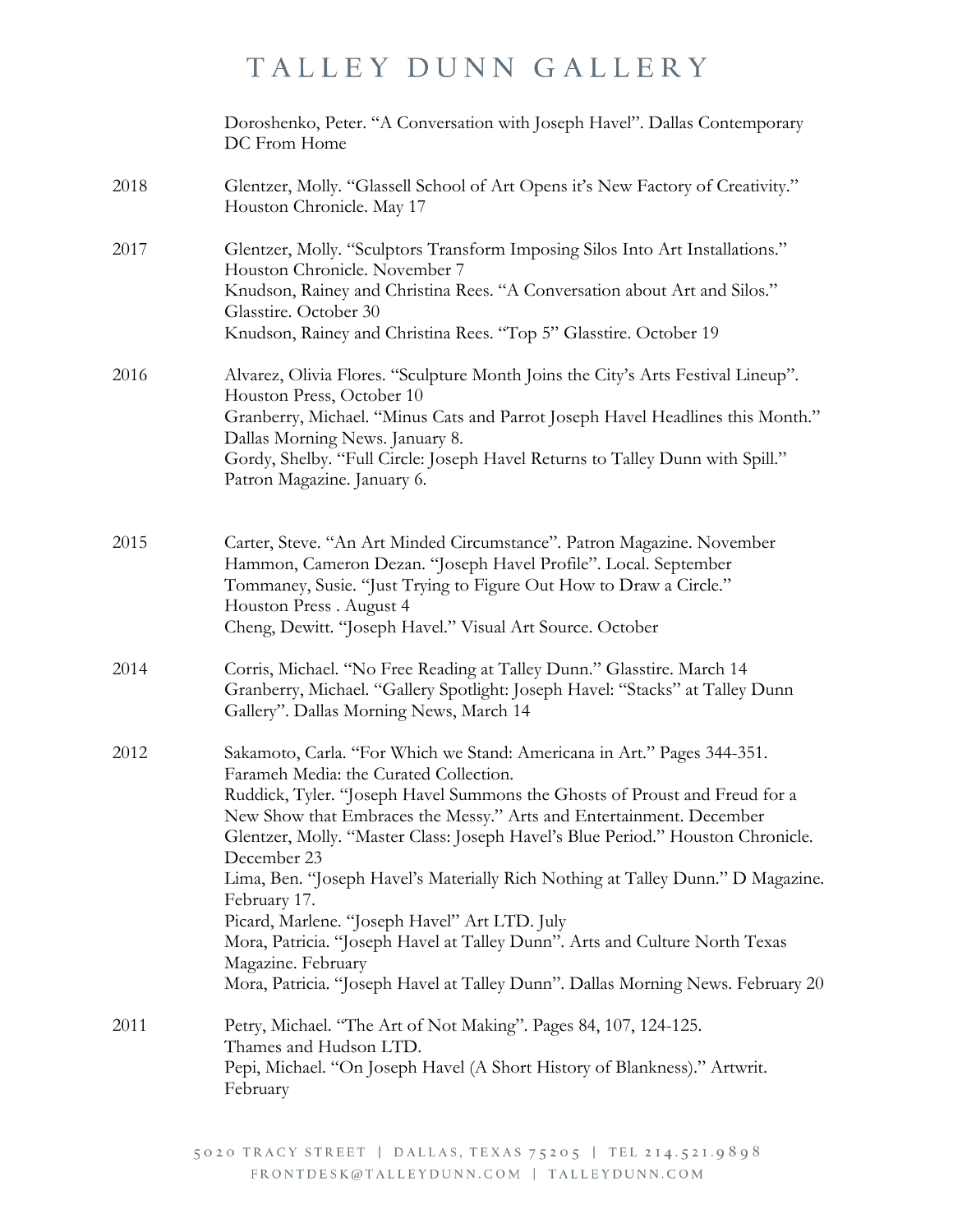Doroshenko, Peter. "A Conversation with Joseph Havel". Dallas Contemporary DC From Home

2018 Glentzer, Molly. "Glassell School of Art Opens it's New Factory of Creativity." Houston Chronicle. May 17

2017 Glentzer, Molly. "Sculptors Transform Imposing Silos Into Art Installations." Houston Chronicle. November 7
Knudson, Rainey and Christina Rees. "A Conversation about Art and Silos." Glasstire. October 30
Knudson, Rainey and Christina Rees. "Top 5" Glasstire. October 19

2016 Alvarez, Olivia Flores. "Sculpture Month Joins the City's Arts Festival Lineup". Houston Press, October 10
Granberry, Michael. "Minus Cats and Parrot Joseph Havel Headlines this Month." Dallas Morning News. January 8.
Gordy, Shelby. "Full Circle: Joseph Havel Returns to Talley Dunn with Spill." Patron Magazine. January 6.

2015 Carter, Steve. "An Art Minded Circumstance". Patron Magazine. November
Hammon, Cameron Dezan. "Joseph Havel Profile". Local. September
Tommaney, Susie. "Just Trying to Figure Out How to Draw a Circle." Houston Press . August 4
Cheng, Dewitt. "Joseph Havel." Visual Art Source. October

2014 Corris, Michael. "No Free Reading at Talley Dunn." Glasstire. March 14
Granberry, Michael. "Gallery Spotlight: Joseph Havel: "Stacks" at Talley Dunn Gallery". Dallas Morning News, March 14

2012 Sakamoto, Carla. "For Which we Stand: Americana in Art." Pages 344-351. Farameh Media: the Curated Collection.
Ruddick, Tyler. "Joseph Havel Summons the Ghosts of Proust and Freud for a New Show that Embraces the Messy." Arts and Entertainment. December
Glentzer, Molly. "Master Class: Joseph Havel's Blue Period." Houston Chronicle. December 23
Lima, Ben. "Joseph Havel's Materially Rich Nothing at Talley Dunn." D Magazine. February 17.
Picard, Marlene. "Joseph Havel" Art LTD. July
Mora, Patricia. "Joseph Havel at Talley Dunn". Arts and Culture North Texas Magazine. February
Mora, Patricia. "Joseph Havel at Talley Dunn". Dallas Morning News. February 20

2011 Petry, Michael. "The Art of Not Making". Pages 84, 107, 124-125. Thames and Hudson LTD.
Pepi, Michael. "On Joseph Havel (A Short History of Blankness)." Artwrit. February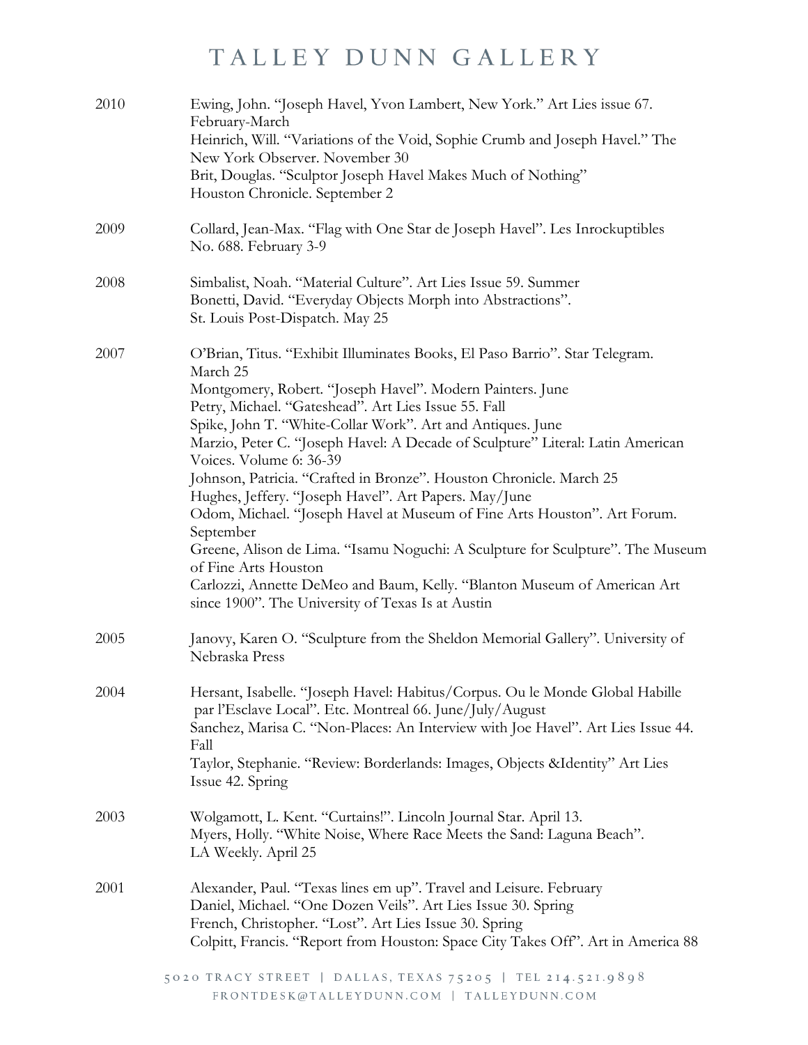| | |
|---|---|
| 2010 | Ewing, John. "Joseph Havel, Yvon Lambert, New York." Art Lies issue 67. February-March<br>Heinrich, Will. "Variations of the Void, Sophie Crumb and Joseph Havel." The New York Observer. November 30<br>Brit, Douglas. "Sculptor Joseph Havel Makes Much of Nothing" Houston Chronicle. September 2 |
| 2009 | Collard, Jean-Max. "Flag with One Star de Joseph Havel". Les Inrockuptibles No. 688. February 3-9 |
| 2008 | Simbalist, Noah. "Material Culture". Art Lies Issue 59. Summer<br>Bonetti, David. "Everyday Objects Morph into Abstractions". St. Louis Post-Dispatch. May 25 |
| 2007 | O'Brian, Titus. "Exhibit Illuminates Books, El Paso Barrio". Star Telegram. March 25<br>Montgomery, Robert. "Joseph Havel". Modern Painters. June<br>Petry, Michael. "Gateshead". Art Lies Issue 55. Fall<br>Spike, John T. "White-Collar Work". Art and Antiques. June<br>Marzio, Peter C. "Joseph Havel: A Decade of Sculpture" Literal: Latin American Voices. Volume 6: 36-39<br>Johnson, Patricia. "Crafted in Bronze". Houston Chronicle. March 25<br>Hughes, Jeffery. "Joseph Havel". Art Papers. May/June<br>Odom, Michael. "Joseph Havel at Museum of Fine Arts Houston". Art Forum. September<br>Greene, Alison de Lima. "Isamu Noguchi: A Sculpture for Sculpture". The Museum of Fine Arts Houston<br>Carlozzi, Annette DeMeo and Baum, Kelly. "Blanton Museum of American Art since 1900". The University of Texas Is at Austin |
| 2005 | Janovy, Karen O. "Sculpture from the Sheldon Memorial Gallery". University of Nebraska Press |
| 2004 | Hersant, Isabelle. "Joseph Havel: Habitus/Corpus. Ou le Monde Global Habille par l'Esclave Local". Etc. Montreal 66. June/July/August<br>Sanchez, Marisa C. "Non-Places: An Interview with Joe Havel". Art Lies Issue 44. Fall<br>Taylor, Stephanie. "Review: Borderlands: Images, Objects &Identity" Art Lies Issue 42. Spring |
| 2003 | Wolgamott, L. Kent. "Curtains!". Lincoln Journal Star. April 13.<br>Myers, Holly. "White Noise, Where Race Meets the Sand: Laguna Beach". LA Weekly. April 25 |
| 2001 | Alexander, Paul. "Texas lines em up". Travel and Leisure. February<br>Daniel, Michael. "One Dozen Veils". Art Lies Issue 30. Spring<br>French, Christopher. "Lost". Art Lies Issue 30. Spring<br>Colpitt, Francis. "Report from Houston: Space City Takes Off". Art in America 88 |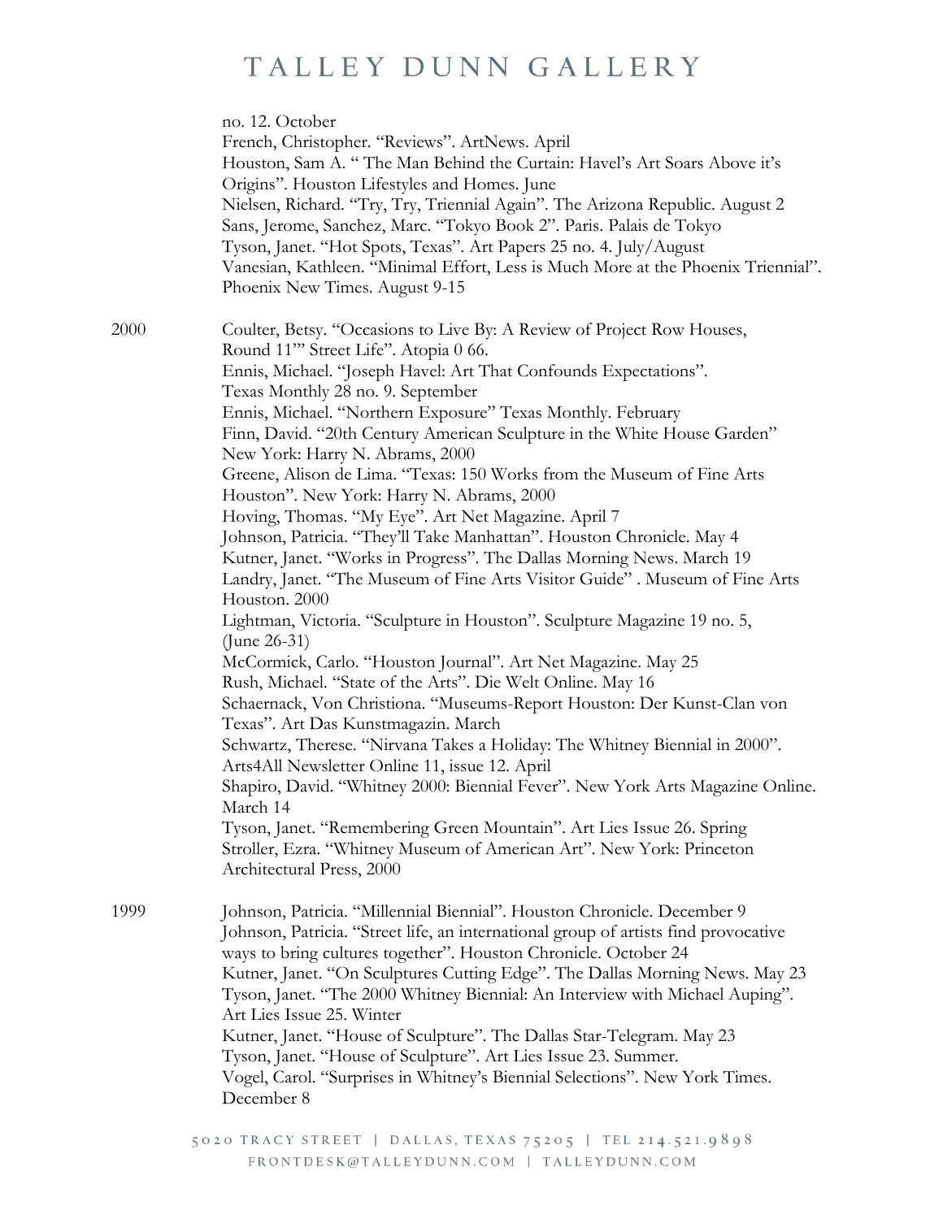no. 12. October
French, Christopher. "Reviews". ArtNews. April
Houston, Sam A. " The Man Behind the Curtain: Havel's Art Soars Above it's Origins". Houston Lifestyles and Homes. June
Nielsen, Richard. "Try, Try, Triennial Again". The Arizona Republic. August 2
Sans, Jerome, Sanchez, Marc. "Tokyo Book 2". Paris. Palais de Tokyo
Tyson, Janet. "Hot Spots, Texas". Art Papers 25 no. 4. July/August
Vanesian, Kathleen. "Minimal Effort, Less is Much More at the Phoenix Triennial". Phoenix New Times. August 9-15

2000

Coulter, Betsy. "Occasions to Live By: A Review of Project Row Houses, Round 11'" Street Life". Atopia 0 66.
Ennis, Michael. "Joseph Havel: Art That Confounds Expectations". Texas Monthly 28 no. 9. September
Ennis, Michael. "Northern Exposure" Texas Monthly. February
Finn, David. "20th Century American Sculpture in the White House Garden" New York: Harry N. Abrams, 2000
Greene, Alison de Lima. "Texas: 150 Works from the Museum of Fine Arts Houston". New York: Harry N. Abrams, 2000
Hoving, Thomas. "My Eye". Art Net Magazine. April 7
Johnson, Patricia. "They'll Take Manhattan". Houston Chronicle. May 4
Kutner, Janet. "Works in Progress". The Dallas Morning News. March 19
Landry, Janet. "The Museum of Fine Arts Visitor Guide" . Museum of Fine Arts Houston. 2000
Lightman, Victoria. "Sculpture in Houston". Sculpture Magazine 19 no. 5, (June 26-31)
McCormick, Carlo. "Houston Journal". Art Net Magazine. May 25
Rush, Michael. "State of the Arts". Die Welt Online. May 16
Schaernack, Von Christiona. "Museums-Report Houston: Der Kunst-Clan von Texas". Art Das Kunstmagazin. March
Schwartz, Therese. "Nirvana Takes a Holiday: The Whitney Biennial in 2000". Arts4All Newsletter Online 11, issue 12. April
Shapiro, David. "Whitney 2000: Biennial Fever". New York Arts Magazine Online. March 14
Tyson, Janet. "Remembering Green Mountain". Art Lies Issue 26. Spring
Stroller, Ezra. "Whitney Museum of American Art". New York: Princeton Architectural Press, 2000

1999

Johnson, Patricia. "Millennial Biennial". Houston Chronicle. December 9
Johnson, Patricia. "Street life, an international group of artists find provocative ways to bring cultures together". Houston Chronicle. October 24
Kutner, Janet. "On Sculptures Cutting Edge". The Dallas Morning News. May 23
Tyson, Janet. "The 2000 Whitney Biennial: An Interview with Michael Auping". Art Lies Issue 25. Winter
Kutner, Janet. "House of Sculpture". The Dallas Star-Telegram. May 23
Tyson, Janet. "House of Sculpture". Art Lies Issue 23. Summer.
Vogel, Carol. "Surprises in Whitney's Biennial Selections". New York Times. December 8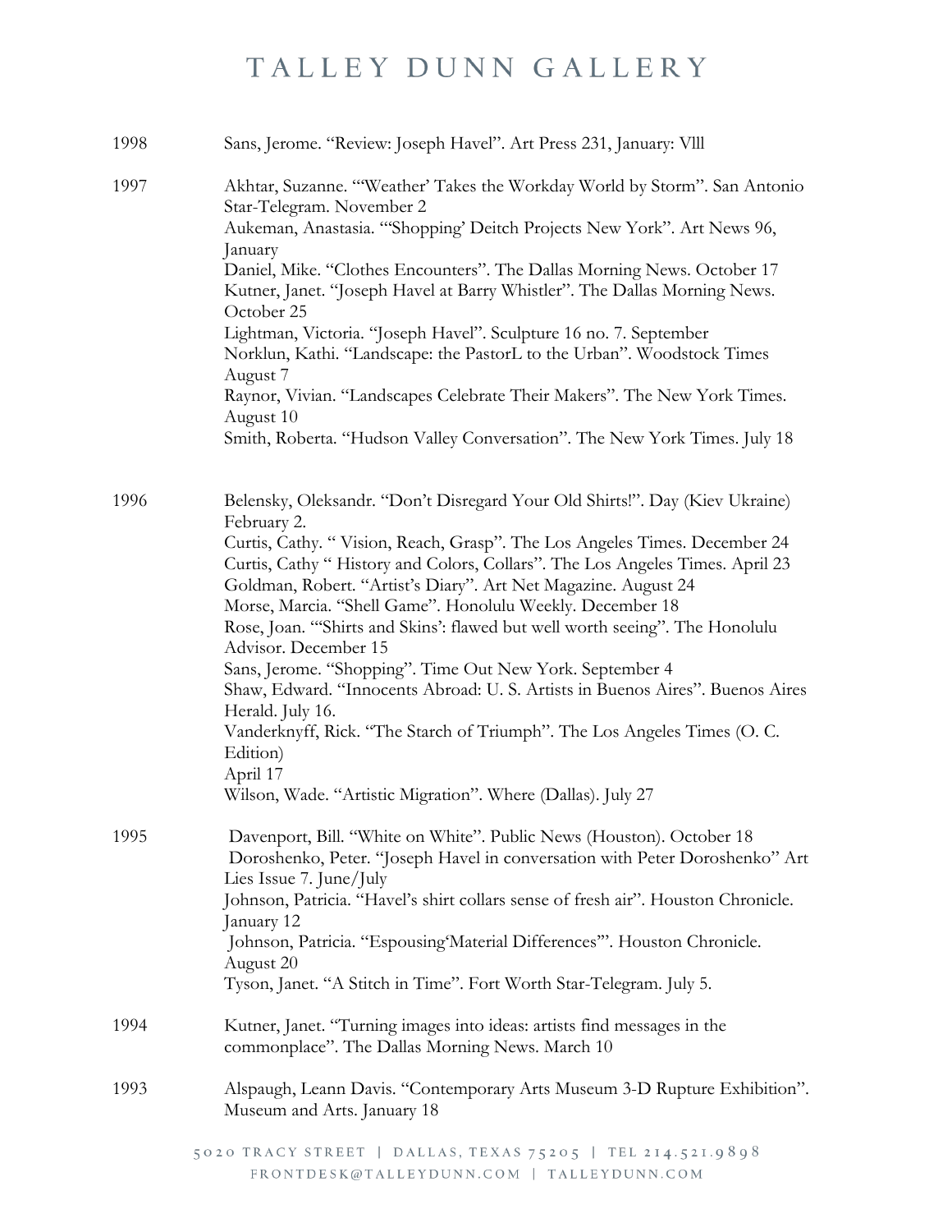1998 Sans, Jerome. "Review: Joseph Havel". Art Press 231, January: Vlll

1997 Akhtar, Suzanne. "'Weather' Takes the Workday World by Storm". San Antonio Star-Telegram. November 2
Aukeman, Anastasia. "'Shopping' Deitch Projects New York". Art News 96, January
Daniel, Mike. "Clothes Encounters". The Dallas Morning News. October 17
Kutner, Janet. "Joseph Havel at Barry Whistler". The Dallas Morning News. October 25
Lightman, Victoria. "Joseph Havel". Sculpture 16 no. 7. September
Norklun, Kathi. "Landscape: the PastorL to the Urban". Woodstock Times August 7
Raynor, Vivian. "Landscapes Celebrate Their Makers". The New York Times. August 10
Smith, Roberta. "Hudson Valley Conversation". The New York Times. July 18

1996 Belensky, Oleksandr. "Don't Disregard Your Old Shirts!". Day (Kiev Ukraine) February 2.
Curtis, Cathy. " Vision, Reach, Grasp". The Los Angeles Times. December 24
Curtis, Cathy " History and Colors, Collars". The Los Angeles Times. April 23
Goldman, Robert. "Artist's Diary". Art Net Magazine. August 24
Morse, Marcia. "Shell Game". Honolulu Weekly. December 18
Rose, Joan. "'Shirts and Skins': flawed but well worth seeing". The Honolulu Advisor. December 15
Sans, Jerome. "Shopping". Time Out New York. September 4
Shaw, Edward. "Innocents Abroad: U. S. Artists in Buenos Aires". Buenos Aires Herald. July 16.
Vanderknyff, Rick. "The Starch of Triumph". The Los Angeles Times (O. C. Edition)
April 17
Wilson, Wade. "Artistic Migration". Where (Dallas). July 27

1995 Davenport, Bill. "White on White". Public News (Houston). October 18
Doroshenko, Peter. "Joseph Havel in conversation with Peter Doroshenko" Art Lies Issue 7. June/July
Johnson, Patricia. "Havel's shirt collars sense of fresh air". Houston Chronicle. January 12
Johnson, Patricia. "Espousing'Material Differences'". Houston Chronicle. August 20
Tyson, Janet. "A Stitch in Time". Fort Worth Star-Telegram. July 5.

1994 Kutner, Janet. "Turning images into ideas: artists find messages in the commonplace". The Dallas Morning News. March 10

1993 Alspaugh, Leann Davis. "Contemporary Arts Museum 3-D Rupture Exhibition". Museum and Arts. January 18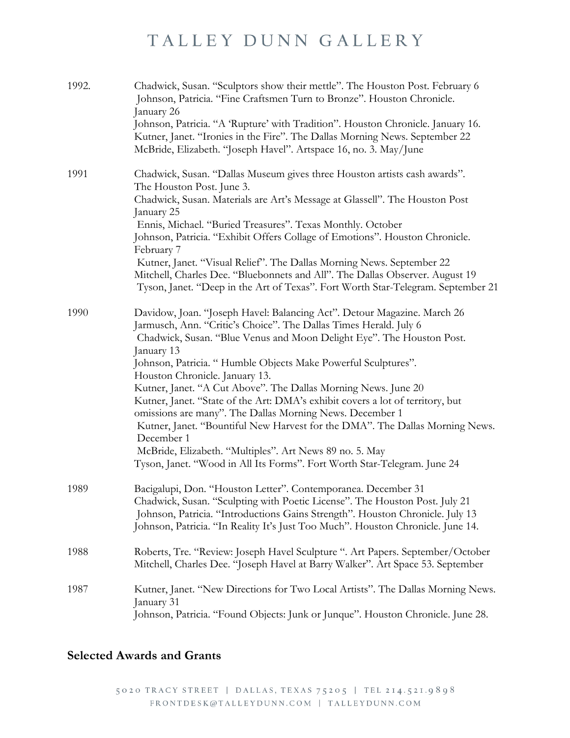1992. Chadwick, Susan. "Sculptors show their mettle". The Houston Post. February 6
Johnson, Patricia. "Fine Craftsmen Turn to Bronze". Houston Chronicle. January 26
Johnson, Patricia. "A 'Rupture' with Tradition". Houston Chronicle. January 16.
Kutner, Janet. "Ironies in the Fire". The Dallas Morning News. September 22
McBride, Elizabeth. "Joseph Havel". Artspace 16, no. 3. May/June

1991 Chadwick, Susan. "Dallas Museum gives three Houston artists cash awards". The Houston Post. June 3.
Chadwick, Susan. Materials are Art's Message at Glassell". The Houston Post January 25
Ennis, Michael. "Buried Treasures". Texas Monthly. October
Johnson, Patricia. "Exhibit Offers Collage of Emotions". Houston Chronicle. February 7
Kutner, Janet. "Visual Relief". The Dallas Morning News. September 22
Mitchell, Charles Dee. "Bluebonnets and All". The Dallas Observer. August 19
Tyson, Janet. "Deep in the Art of Texas". Fort Worth Star-Telegram. September 21

1990 Davidow, Joan. "Joseph Havel: Balancing Act". Detour Magazine. March 26
Jarmusch, Ann. "Critic's Choice". The Dallas Times Herald. July 6
Chadwick, Susan. "Blue Venus and Moon Delight Eye". The Houston Post. January 13
Johnson, Patricia. " Humble Objects Make Powerful Sculptures". Houston Chronicle. January 13.
Kutner, Janet. "A Cut Above". The Dallas Morning News. June 20
Kutner, Janet. "State of the Art: DMA's exhibit covers a lot of territory, but omissions are many". The Dallas Morning News. December 1
Kutner, Janet. "Bountiful New Harvest for the DMA". The Dallas Morning News. December 1
McBride, Elizabeth. "Multiples". Art News 89 no. 5. May
Tyson, Janet. "Wood in All Its Forms". Fort Worth Star-Telegram. June 24

1989 Bacigalupi, Don. "Houston Letter". Contemporanea. December 31
Chadwick, Susan. "Sculpting with Poetic License". The Houston Post. July 21
Johnson, Patricia. "Introductions Gains Strength". Houston Chronicle. July 13
Johnson, Patricia. "In Reality It's Just Too Much". Houston Chronicle. June 14.

1988 Roberts, Tre. "Review: Joseph Havel Sculpture ". Art Papers. September/October
Mitchell, Charles Dee. "Joseph Havel at Barry Walker". Art Space 53. September

1987 Kutner, Janet. "New Directions for Two Local Artists". The Dallas Morning News. January 31
Johnson, Patricia. "Found Objects: Junk or Junque". Houston Chronicle. June 28.

## Selected Awards and Grants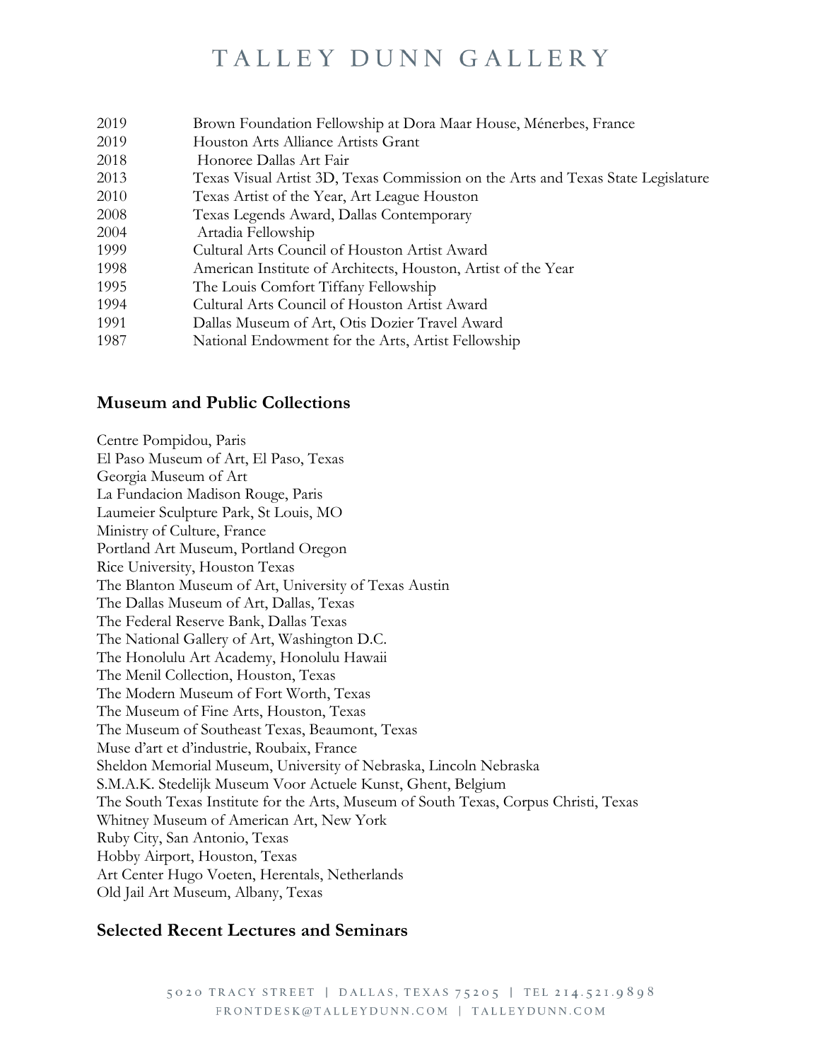| | |
|---|---|
| 2019 | Brown Foundation Fellowship at Dora Maar House, Ménerbes, France |
| 2019 | Houston Arts Alliance Artists Grant |
| 2018 | Honoree Dallas Art Fair |
| 2013 | Texas Visual Artist 3D, Texas Commission on the Arts and Texas State Legislature |
| 2010 | Texas Artist of the Year, Art League Houston |
| 2008 | Texas Legends Award, Dallas Contemporary |
| 2004 | Artadia Fellowship |
| 1999 | Cultural Arts Council of Houston Artist Award |
| 1998 | American Institute of Architects, Houston, Artist of the Year |
| 1995 | The Louis Comfort Tiffany Fellowship |
| 1994 | Cultural Arts Council of Houston Artist Award |
| 1991 | Dallas Museum of Art, Otis Dozier Travel Award |
| 1987 | National Endowment for the Arts, Artist Fellowship |

## Museum and Public Collections

Centre Pompidou, Paris
El Paso Museum of Art, El Paso, Texas
Georgia Museum of Art
La Fundacion Madison Rouge, Paris
Laumeier Sculpture Park, St Louis, MO
Ministry of Culture, France
Portland Art Museum, Portland Oregon
Rice University, Houston Texas
The Blanton Museum of Art, University of Texas Austin
The Dallas Museum of Art, Dallas, Texas
The Federal Reserve Bank, Dallas Texas
The National Gallery of Art, Washington D.C.
The Honolulu Art Academy, Honolulu Hawaii
The Menil Collection, Houston, Texas
The Modern Museum of Fort Worth, Texas
The Museum of Fine Arts, Houston, Texas
The Museum of Southeast Texas, Beaumont, Texas
Muse d'art et d'industrie, Roubaix, France
Sheldon Memorial Museum, University of Nebraska, Lincoln Nebraska
S.M.A.K. Stedelijk Museum Voor Actuele Kunst, Ghent, Belgium
The South Texas Institute for the Arts, Museum of South Texas, Corpus Christi, Texas
Whitney Museum of American Art, New York
Ruby City, San Antonio, Texas
Hobby Airport, Houston, Texas
Art Center Hugo Voeten, Herentals, Netherlands
Old Jail Art Museum, Albany, Texas

## Selected Recent Lectures and Seminars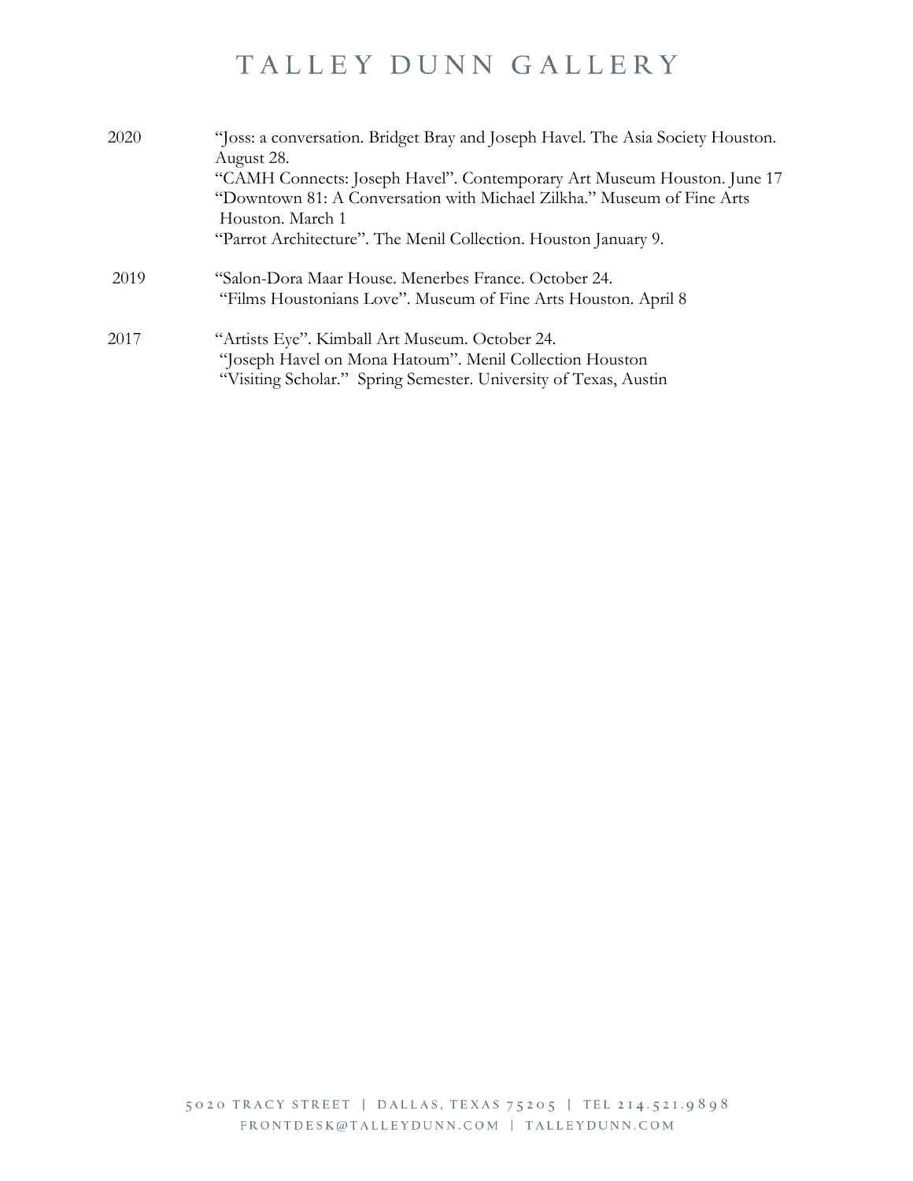2020 "Joss: a conversation. Bridget Bray and Joseph Havel. The Asia Society Houston. August 28.
"CAMH Connects: Joseph Havel". Contemporary Art Museum Houston. June 17
"Downtown 81: A Conversation with Michael Zilkha." Museum of Fine Arts Houston. March 1
"Parrot Architecture". The Menil Collection. Houston January 9.

2019 "Salon-Dora Maar House. Menerbes France. October 24.
"Films Houstonians Love". Museum of Fine Arts Houston. April 8

2017 "Artists Eye". Kimball Art Museum. October 24.
"Joseph Havel on Mona Hatoum". Menil Collection Houston
"Visiting Scholar." Spring Semester. University of Texas, Austin